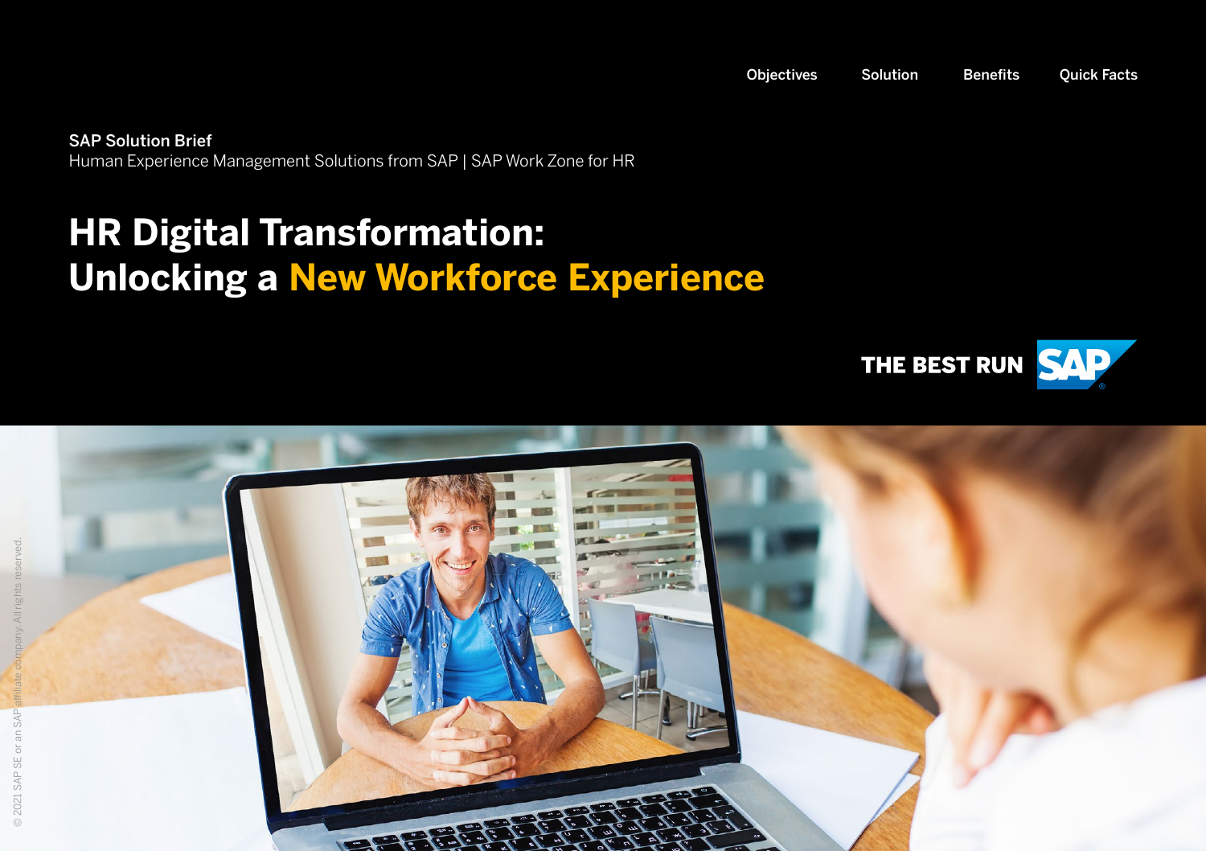Objectives | Solution | Benefits | Quick Facts

**SAP Solution Brief**
Human Experience Management Solutions from SAP | SAP Work Zone for HR

# HR Digital Transformation: Unlocking a New Workforce Experience

THE BEST RUN SAP

© 2021 SAP SE or an SAP affiliate company. All rights reserved.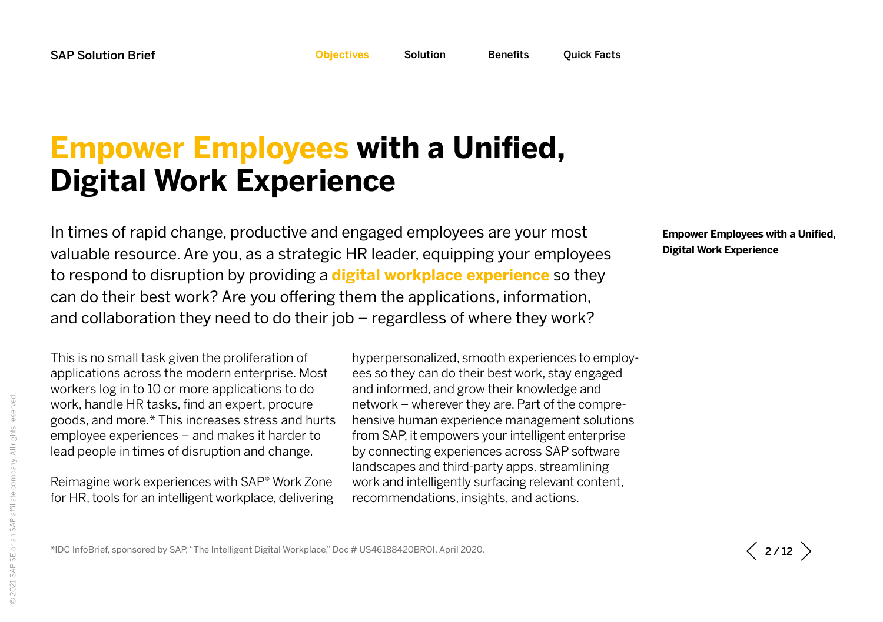# Empower Employees with a Unified, Digital Work Experience

In times of rapid change, productive and engaged employees are your most valuable resource. Are you, as a strategic HR leader, equipping your employees to respond to disruption by providing a **digital workplace experience** so they can do their best work? Are you offering them the applications, information, and collaboration they need to do their job – regardless of where they work?

This is no small task given the proliferation of applications across the modern enterprise. Most workers log in to 10 or more applications to do work, handle HR tasks, find an expert, procure goods, and more.* This increases stress and hurts employee experiences – and makes it harder to lead people in times of disruption and change.

Reimagine work experiences with SAP® Work Zone for HR, tools for an intelligent workplace, delivering hyperpersonalized, smooth experiences to employees so they can do their best work, stay engaged and informed, and grow their knowledge and network – wherever they are. Part of the comprehensive human experience management solutions from SAP, it empowers your intelligent enterprise by connecting experiences across SAP software landscapes and third-party apps, streamlining work and intelligently surfacing relevant content, recommendations, insights, and actions.

*IDC InfoBrief, sponsored by SAP, "The Intelligent Digital Workplace," Doc # US46188420BROI, April 2020.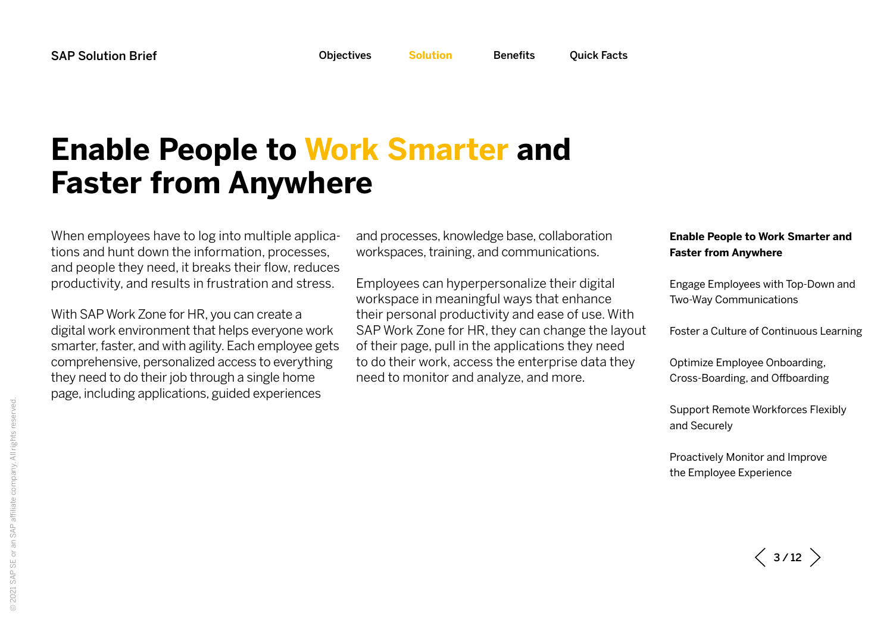# Enable People to Work Smarter and Faster from Anywhere

When employees have to log into multiple applications and hunt down the information, processes, and people they need, it breaks their flow, reduces productivity, and results in frustration and stress.

With SAP Work Zone for HR, you can create a digital work environment that helps everyone work smarter, faster, and with agility. Each employee gets comprehensive, personalized access to everything they need to do their job through a single home page, including applications, guided experiences and processes, knowledge base, collaboration workspaces, training, and communications.

Employees can hyperpersonalize their digital workspace in meaningful ways that enhance their personal productivity and ease of use. With SAP Work Zone for HR, they can change the layout of their page, pull in the applications they need to do their work, access the enterprise data they need to monitor and analyze, and more.

**Enable People to Work Smarter and Faster from Anywhere**

Engage Employees with Top-Down and Two-Way Communications

Foster a Culture of Continuous Learning

Optimize Employee Onboarding, Cross-Boarding, and Offboarding

Support Remote Workforces Flexibly and Securely

Proactively Monitor and Improve the Employee Experience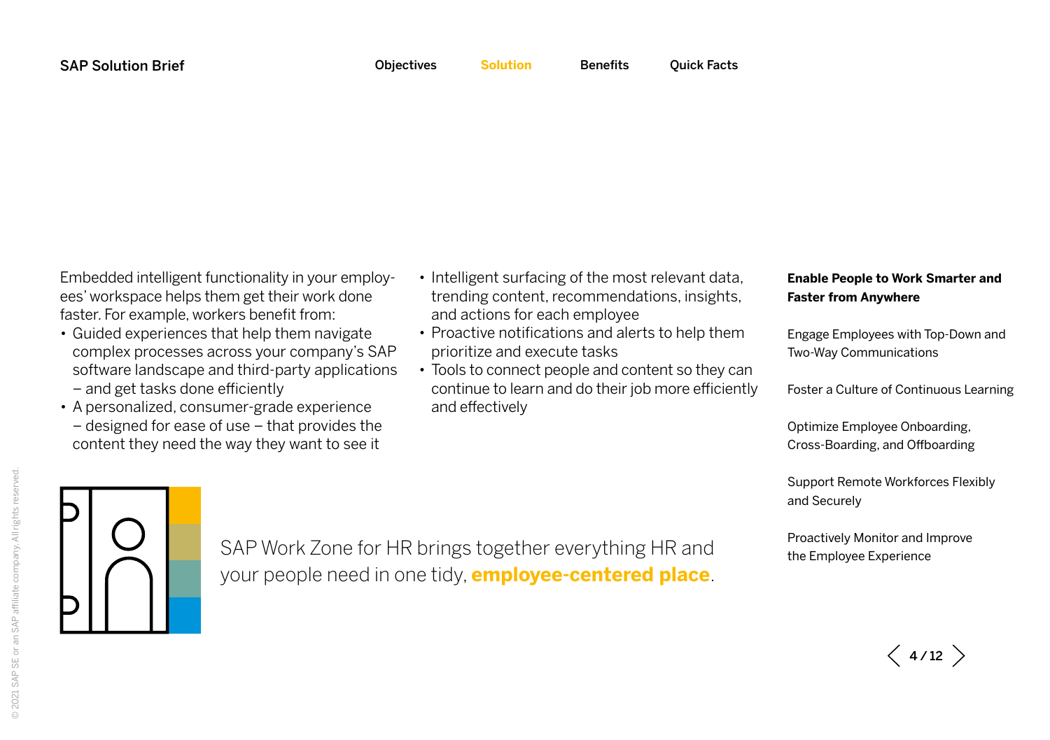Embedded intelligent functionality in your employees' workspace helps them get their work done faster. For example, workers benefit from:

- Guided experiences that help them navigate complex processes across your company's SAP software landscape and third-party applications – and get tasks done efficiently
- A personalized, consumer-grade experience – designed for ease of use – that provides the content they need the way they want to see it
- Intelligent surfacing of the most relevant data, trending content, recommendations, insights, and actions for each employee
- Proactive notifications and alerts to help them prioritize and execute tasks
- Tools to connect people and content so they can continue to learn and do their job more efficiently and effectively

SAP Work Zone for HR brings together everything HR and your people need in one tidy, **employee-centered place**.

**Enable People to Work Smarter and Faster from Anywhere**

Engage Employees with Top-Down and Two-Way Communications

Foster a Culture of Continuous Learning

Optimize Employee Onboarding, Cross-Boarding, and Offboarding

Support Remote Workforces Flexibly and Securely

Proactively Monitor and Improve the Employee Experience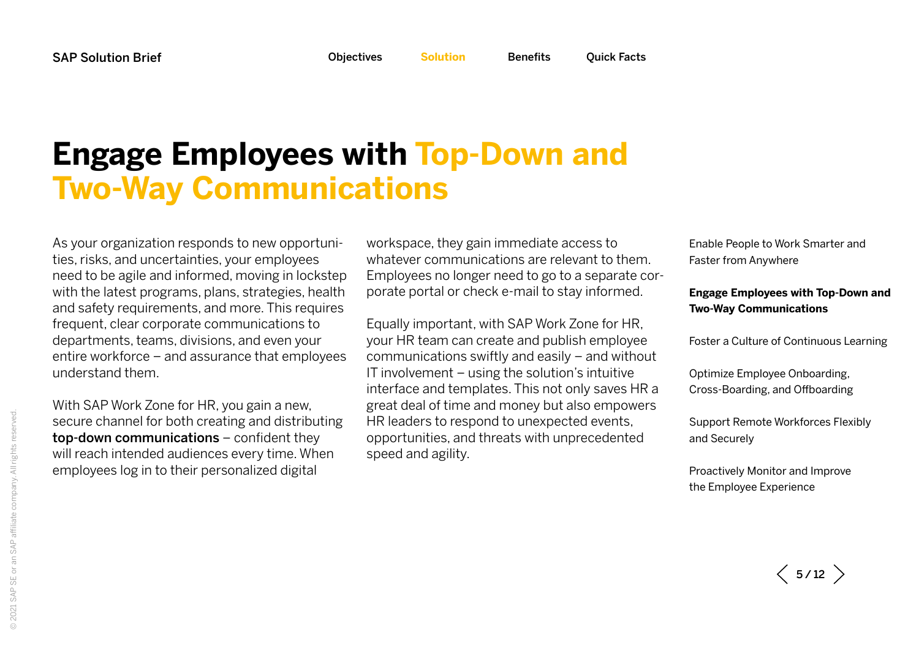# Engage Employees with Top-Down and Two-Way Communications

As your organization responds to new opportunities, risks, and uncertainties, your employees need to be agile and informed, moving in lockstep with the latest programs, plans, strategies, health and safety requirements, and more. This requires frequent, clear corporate communications to departments, teams, divisions, and even your entire workforce – and assurance that employees understand them.

With SAP Work Zone for HR, you gain a new, secure channel for both creating and distributing **top-down communications** – confident they will reach intended audiences every time. When employees log in to their personalized digital workspace, they gain immediate access to whatever communications are relevant to them. Employees no longer need to go to a separate corporate portal or check e-mail to stay informed.

Equally important, with SAP Work Zone for HR, your HR team can create and publish employee communications swiftly and easily – and without IT involvement – using the solution's intuitive interface and templates. This not only saves HR a great deal of time and money but also empowers HR leaders to respond to unexpected events, opportunities, and threats with unprecedented speed and agility.

- Enable People to Work Smarter and Faster from Anywhere
- **Engage Employees with Top-Down and Two-Way Communications**
- Foster a Culture of Continuous Learning
- Optimize Employee Onboarding, Cross-Boarding, and Offboarding
- Support Remote Workforces Flexibly and Securely
- Proactively Monitor and Improve the Employee Experience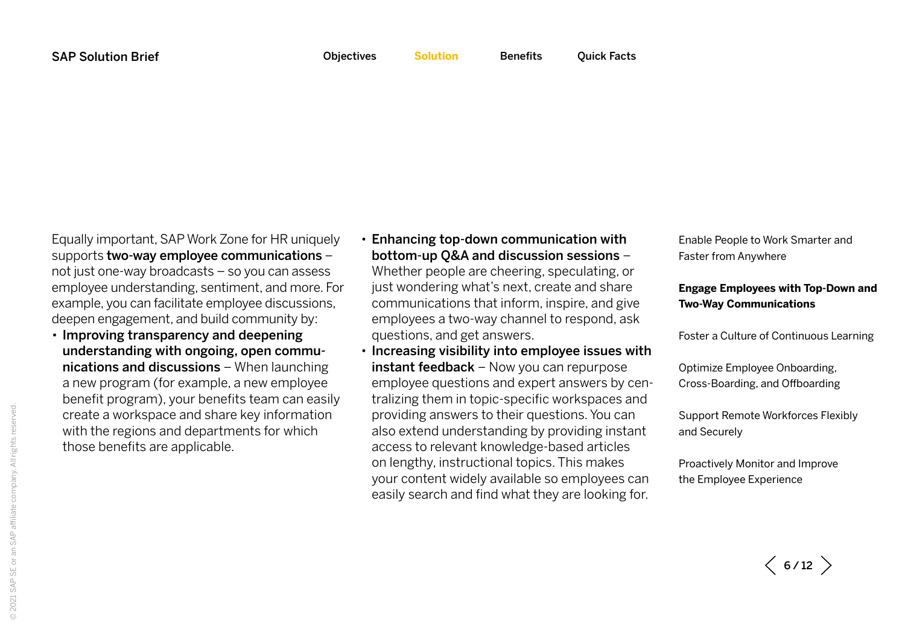Equally important, SAP Work Zone for HR uniquely supports **two-way employee communications** – not just one-way broadcasts – so you can assess employee understanding, sentiment, and more. For example, you can facilitate employee discussions, deepen engagement, and build community by:

- **Improving transparency and deepening understanding with ongoing, open communications and discussions** – When launching a new program (for example, a new employee benefit program), your benefits team can easily create a workspace and share key information with the regions and departments for which those benefits are applicable.
- **Enhancing top-down communication with bottom-up Q&A and discussion sessions** – Whether people are cheering, speculating, or just wondering what's next, create and share communications that inform, inspire, and give employees a two-way channel to respond, ask questions, and get answers.
- **Increasing visibility into employee issues with instant feedback** – Now you can repurpose employee questions and expert answers by centralizing them in topic-specific workspaces and providing answers to their questions. You can also extend understanding by providing instant access to relevant knowledge-based articles on lengthy, instructional topics. This makes your content widely available so employees can easily search and find what they are looking for.

Enable People to Work Smarter and Faster from Anywhere

**Engage Employees with Top-Down and Two-Way Communications**

Foster a Culture of Continuous Learning

Optimize Employee Onboarding, Cross-Boarding, and Offboarding

Support Remote Workforces Flexibly and Securely

Proactively Monitor and Improve the Employee Experience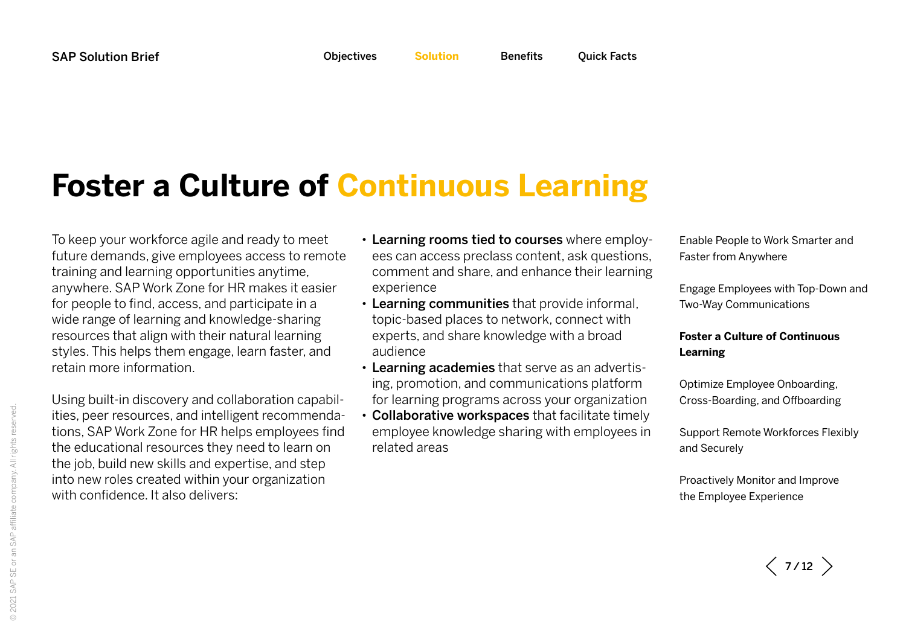# Foster a Culture of Continuous Learning

To keep your workforce agile and ready to meet future demands, give employees access to remote training and learning opportunities anytime, anywhere. SAP Work Zone for HR makes it easier for people to find, access, and participate in a wide range of learning and knowledge-sharing resources that align with their natural learning styles. This helps them engage, learn faster, and retain more information.

Using built-in discovery and collaboration capabilities, peer resources, and intelligent recommendations, SAP Work Zone for HR helps employees find the educational resources they need to learn on the job, build new skills and expertise, and step into new roles created within your organization with confidence. It also delivers:

- **Learning rooms tied to courses** where employees can access preclass content, ask questions, comment and share, and enhance their learning experience
- **Learning communities** that provide informal, topic-based places to network, connect with experts, and share knowledge with a broad audience
- **Learning academies** that serve as an advertising, promotion, and communications platform for learning programs across your organization
- **Collaborative workspaces** that facilitate timely employee knowledge sharing with employees in related areas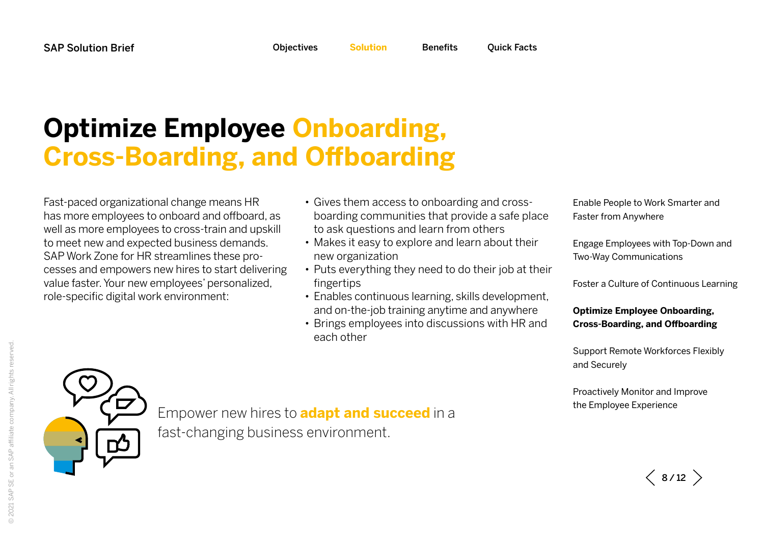# Optimize Employee Onboarding, Cross-Boarding, and Offboarding

Fast-paced organizational change means HR has more employees to onboard and offboard, as well as more employees to cross-train and upskill to meet new and expected business demands. SAP Work Zone for HR streamlines these processes and empowers new hires to start delivering value faster. Your new employees' personalized, role-specific digital work environment:

- Gives them access to onboarding and cross-boarding communities that provide a safe place to ask questions and learn from others
- Makes it easy to explore and learn about their new organization
- Puts everything they need to do their job at their fingertips
- Enables continuous learning, skills development, and on-the-job training anytime and anywhere
- Brings employees into discussions with HR and each other

Empower new hires to **adapt and succeed** in a fast-changing business environment.

Enable People to Work Smarter and Faster from Anywhere

Engage Employees with Top-Down and Two-Way Communications

Foster a Culture of Continuous Learning

**Optimize Employee Onboarding, Cross-Boarding, and Offboarding**

Support Remote Workforces Flexibly and Securely

Proactively Monitor and Improve the Employee Experience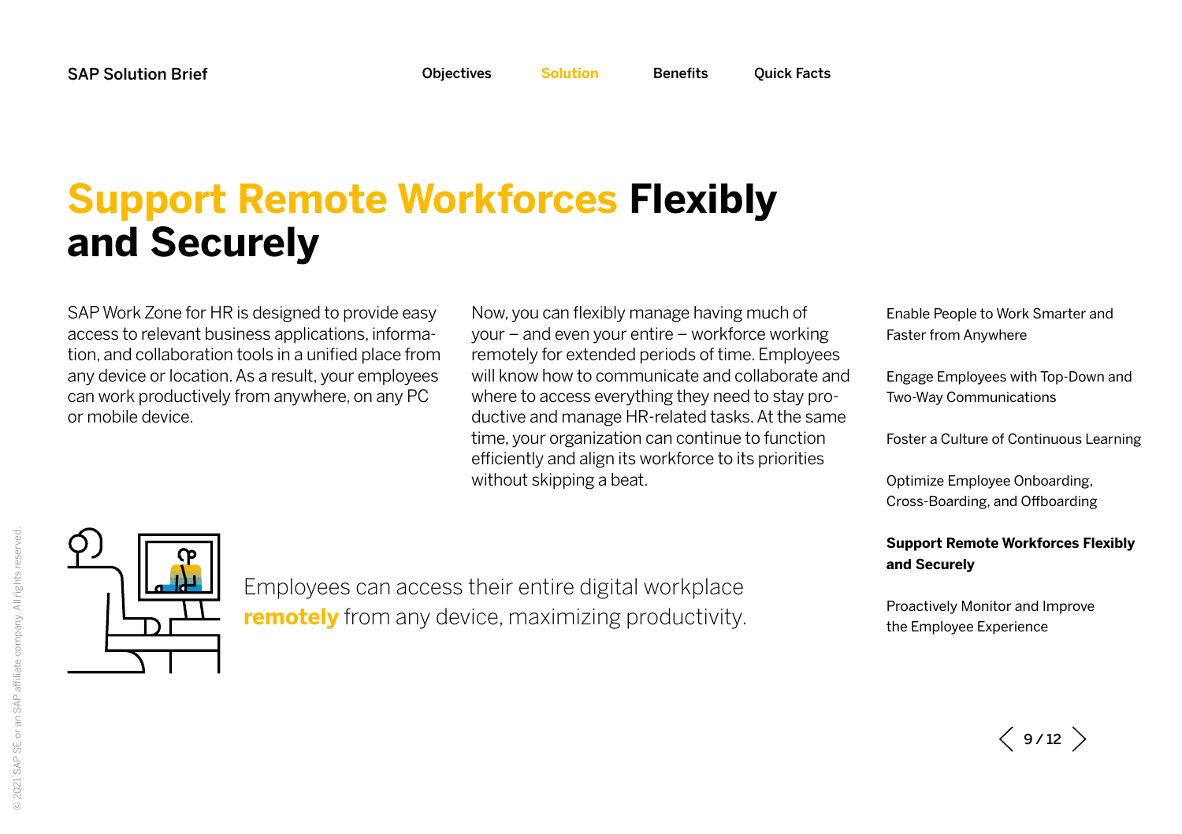# Support Remote Workforces Flexibly and Securely

SAP Work Zone for HR is designed to provide easy access to relevant business applications, information, and collaboration tools in a unified place from any device or location. As a result, your employees can work productively from anywhere, on any PC or mobile device.

Now, you can flexibly manage having much of your – and even your entire – workforce working remotely for extended periods of time. Employees will know how to communicate and collaborate and where to access everything they need to stay productive and manage HR-related tasks. At the same time, your organization can continue to function efficiently and align its workforce to its priorities without skipping a beat.

Employees can access their entire digital workplace **remotely** from any device, maximizing productivity.

- Enable People to Work Smarter and Faster from Anywhere
- Engage Employees with Top-Down and Two-Way Communications
- Foster a Culture of Continuous Learning
- Optimize Employee Onboarding, Cross-Boarding, and Offboarding
- **Support Remote Workforces Flexibly and Securely**
- Proactively Monitor and Improve the Employee Experience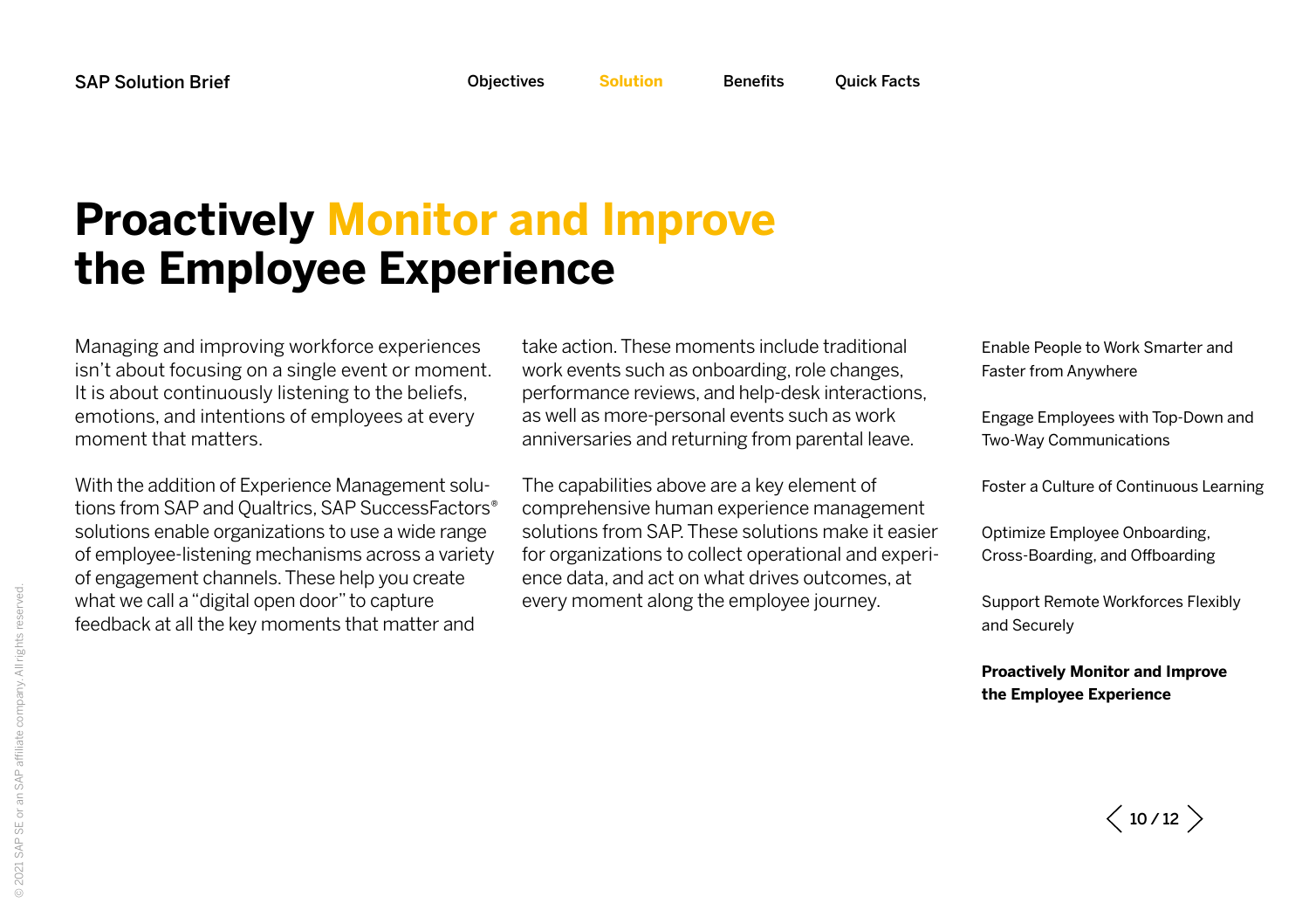# Proactively Monitor and Improve the Employee Experience

Managing and improving workforce experiences isn't about focusing on a single event or moment. It is about continuously listening to the beliefs, emotions, and intentions of employees at every moment that matters.

With the addition of Experience Management solutions from SAP and Qualtrics, SAP SuccessFactors® solutions enable organizations to use a wide range of employee-listening mechanisms across a variety of engagement channels. These help you create what we call a "digital open door" to capture feedback at all the key moments that matter and take action. These moments include traditional work events such as onboarding, role changes, performance reviews, and help-desk interactions, as well as more-personal events such as work anniversaries and returning from parental leave.

The capabilities above are a key element of comprehensive human experience management solutions from SAP. These solutions make it easier for organizations to collect operational and experience data, and act on what drives outcomes, at every moment along the employee journey.

Enable People to Work Smarter and Faster from Anywhere

Engage Employees with Top-Down and Two-Way Communications

Foster a Culture of Continuous Learning

Optimize Employee Onboarding, Cross-Boarding, and Offboarding

Support Remote Workforces Flexibly and Securely

**Proactively Monitor and Improve the Employee Experience**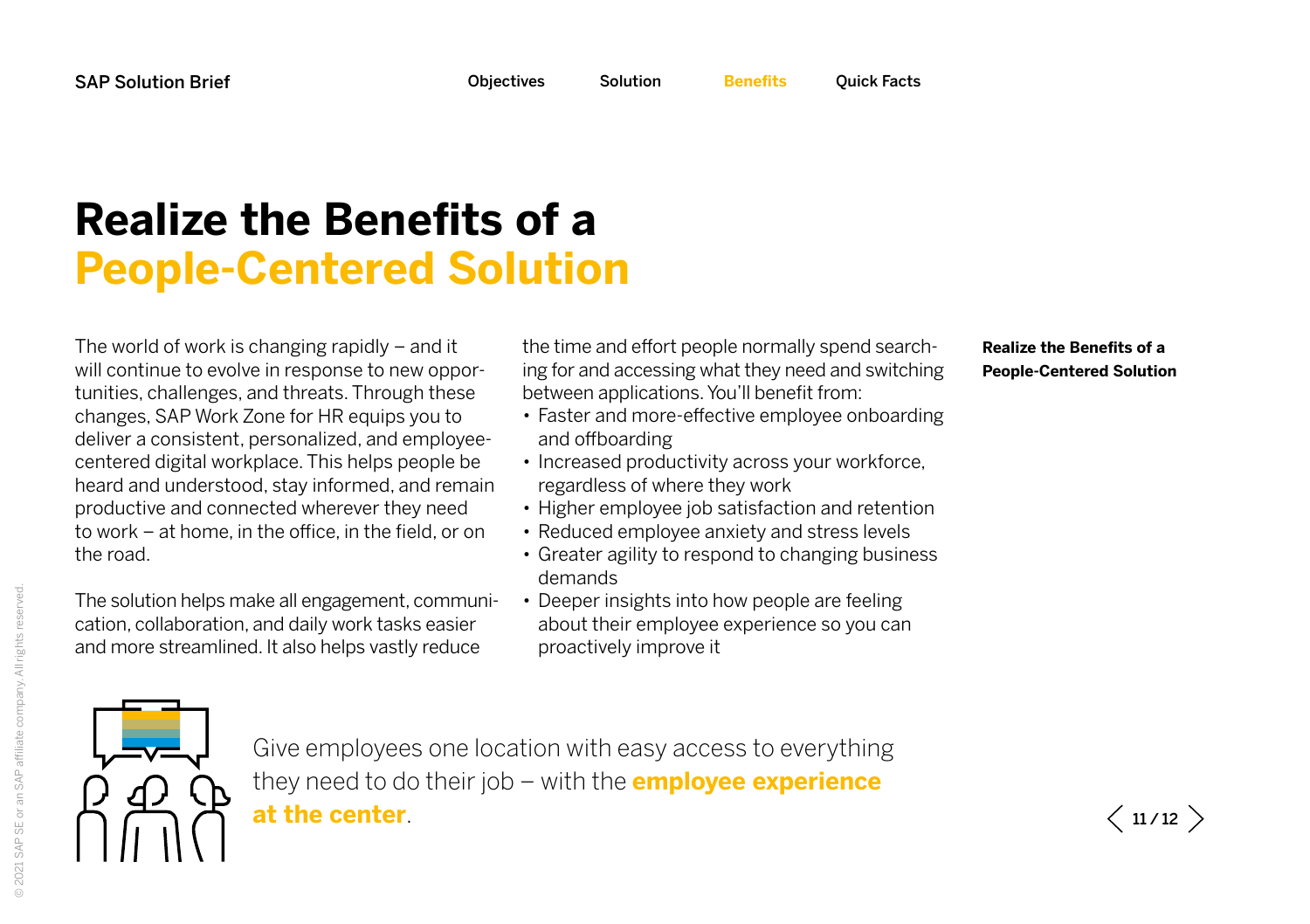# Realize the Benefits of a People-Centered Solution

The world of work is changing rapidly – and it will continue to evolve in response to new opportunities, challenges, and threats. Through these changes, SAP Work Zone for HR equips you to deliver a consistent, personalized, and employee-centered digital workplace. This helps people be heard and understood, stay informed, and remain productive and connected wherever they need to work – at home, in the office, in the field, or on the road.

The solution helps make all engagement, communication, collaboration, and daily work tasks easier and more streamlined. It also helps vastly reduce the time and effort people normally spend searching for and accessing what they need and switching between applications. You'll benefit from:

- Faster and more-effective employee onboarding and offboarding
- Increased productivity across your workforce, regardless of where they work
- Higher employee job satisfaction and retention
- Reduced employee anxiety and stress levels
- Greater agility to respond to changing business demands
- Deeper insights into how people are feeling about their employee experience so you can proactively improve it

Give employees one location with easy access to everything they need to do their job – with the **employee experience at the center**.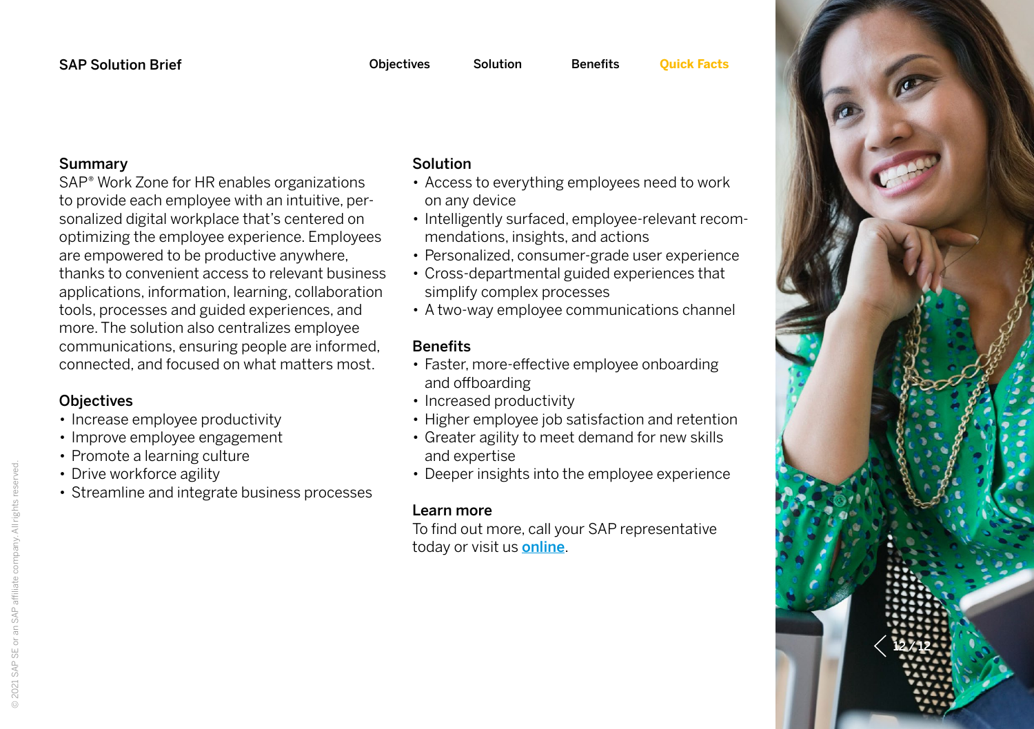## Summary

SAP® Work Zone for HR enables organizations to provide each employee with an intuitive, personalized digital workplace that's centered on optimizing the employee experience. Employees are empowered to be productive anywhere, thanks to convenient access to relevant business applications, information, learning, collaboration tools, processes and guided experiences, and more. The solution also centralizes employee communications, ensuring people are informed, connected, and focused on what matters most.

## Objectives

- Increase employee productivity
- Improve employee engagement
- Promote a learning culture
- Drive workforce agility
- Streamline and integrate business processes

## Solution

- Access to everything employees need to work on any device
- Intelligently surfaced, employee-relevant recommendations, insights, and actions
- Personalized, consumer-grade user experience
- Cross-departmental guided experiences that simplify complex processes
- A two-way employee communications channel

## Benefits

- Faster, more-effective employee onboarding and offboarding
- Increased productivity
- Higher employee job satisfaction and retention
- Greater agility to meet demand for new skills and expertise
- Deeper insights into the employee experience

## Learn more

To find out more, call your SAP representative today or visit us **online**.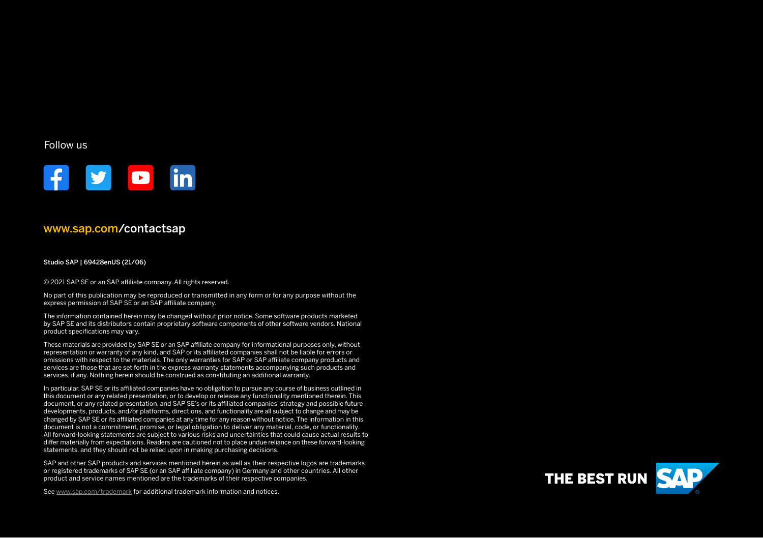Follow us

www.sap.com/contactsap

**Studio SAP | 69428enUS (21/06)**

© 2021 SAP SE or an SAP affiliate company. All rights reserved.

No part of this publication may be reproduced or transmitted in any form or for any purpose without the express permission of SAP SE or an SAP affiliate company.

The information contained herein may be changed without prior notice. Some software products marketed by SAP SE and its distributors contain proprietary software components of other software vendors. National product specifications may vary.

These materials are provided by SAP SE or an SAP affiliate company for informational purposes only, without representation or warranty of any kind, and SAP or its affiliated companies shall not be liable for errors or omissions with respect to the materials. The only warranties for SAP or SAP affiliate company products and services are those that are set forth in the express warranty statements accompanying such products and services, if any. Nothing herein should be construed as constituting an additional warranty.

In particular, SAP SE or its affiliated companies have no obligation to pursue any course of business outlined in this document or any related presentation, or to develop or release any functionality mentioned therein. This document, or any related presentation, and SAP SE's or its affiliated companies' strategy and possible future developments, products, and/or platforms, directions, and functionality are all subject to change and may be changed by SAP SE or its affiliated companies at any time for any reason without notice. The information in this document is not a commitment, promise, or legal obligation to deliver any material, code, or functionality. All forward-looking statements are subject to various risks and uncertainties that could cause actual results to differ materially from expectations. Readers are cautioned not to place undue reliance on these forward-looking statements, and they should not be relied upon in making purchasing decisions.

SAP and other SAP products and services mentioned herein as well as their respective logos are trademarks or registered trademarks of SAP SE (or an SAP affiliate company) in Germany and other countries. All other product and service names mentioned are the trademarks of their respective companies.

See www.sap.com/trademark for additional trademark information and notices.

THE BEST RUN SAP